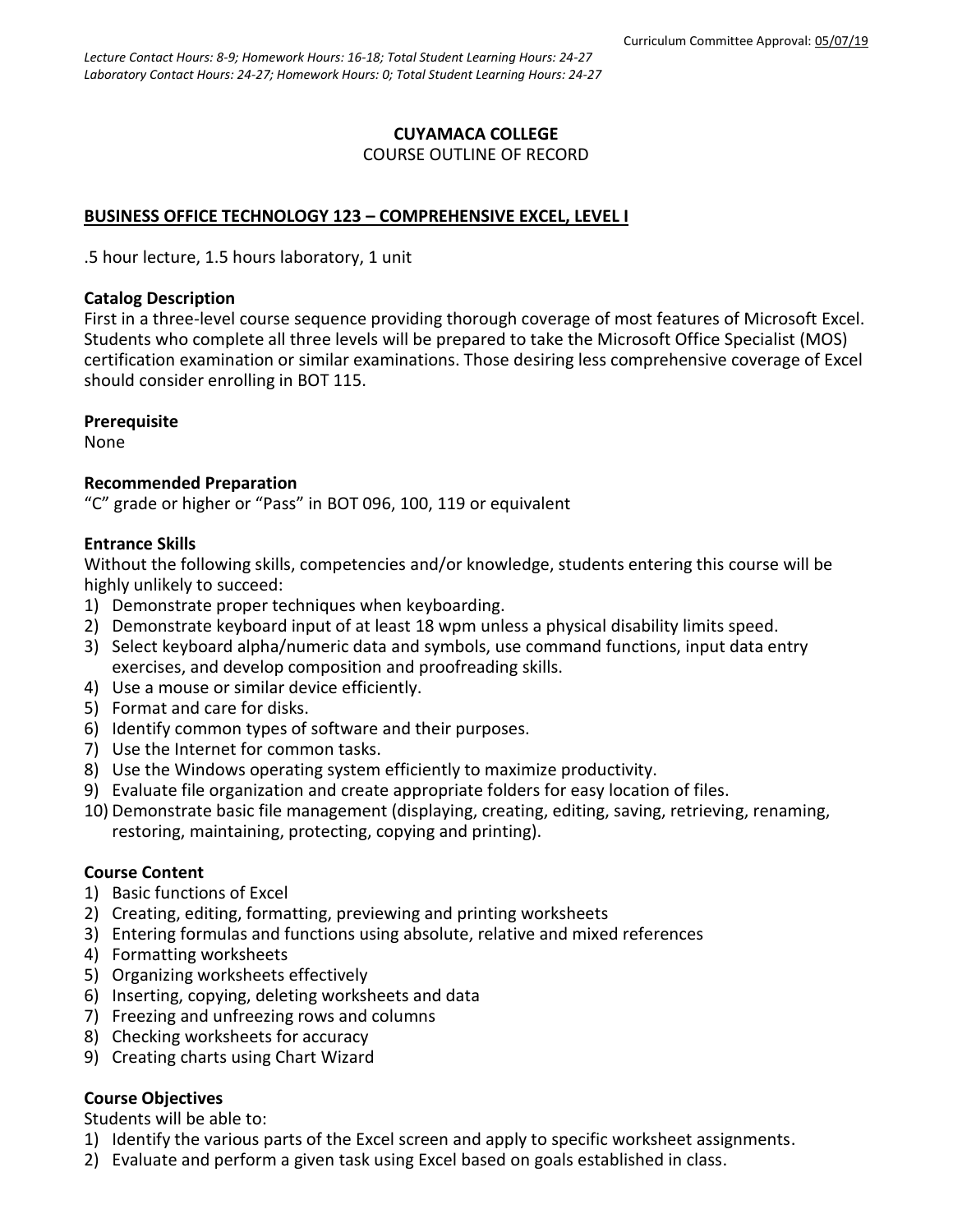Curriculum Committee Approval: 05/07/19

*Lecture Contact Hours: 8-9; Homework Hours: 16-18; Total Student Learning Hours: 24-27*
*Laboratory Contact Hours: 24-27; Homework Hours: 0; Total Student Learning Hours: 24-27*

**CUYAMACA COLLEGE**

COURSE OUTLINE OF RECORD

**BUSINESS OFFICE TECHNOLOGY 123 – COMPREHENSIVE EXCEL, LEVEL I**

.5 hour lecture, 1.5 hours laboratory, 1 unit

**Catalog Description**

First in a three-level course sequence providing thorough coverage of most features of Microsoft Excel. Students who complete all three levels will be prepared to take the Microsoft Office Specialist (MOS) certification examination or similar examinations. Those desiring less comprehensive coverage of Excel should consider enrolling in BOT 115.

**Prerequisite**

None

**Recommended Preparation**

"C" grade or higher or "Pass" in BOT 096, 100, 119 or equivalent

**Entrance Skills**

Without the following skills, competencies and/or knowledge, students entering this course will be highly unlikely to succeed:

1) Demonstrate proper techniques when keyboarding.
2) Demonstrate keyboard input of at least 18 wpm unless a physical disability limits speed.
3) Select keyboard alpha/numeric data and symbols, use command functions, input data entry exercises, and develop composition and proofreading skills.
4) Use a mouse or similar device efficiently.
5) Format and care for disks.
6) Identify common types of software and their purposes.
7) Use the Internet for common tasks.
8) Use the Windows operating system efficiently to maximize productivity.
9) Evaluate file organization and create appropriate folders for easy location of files.
10) Demonstrate basic file management (displaying, creating, editing, saving, retrieving, renaming, restoring, maintaining, protecting, copying and printing).

**Course Content**

1) Basic functions of Excel
2) Creating, editing, formatting, previewing and printing worksheets
3) Entering formulas and functions using absolute, relative and mixed references
4) Formatting worksheets
5) Organizing worksheets effectively
6) Inserting, copying, deleting worksheets and data
7) Freezing and unfreezing rows and columns
8) Checking worksheets for accuracy
9) Creating charts using Chart Wizard

**Course Objectives**

Students will be able to:

1) Identify the various parts of the Excel screen and apply to specific worksheet assignments.
2) Evaluate and perform a given task using Excel based on goals established in class.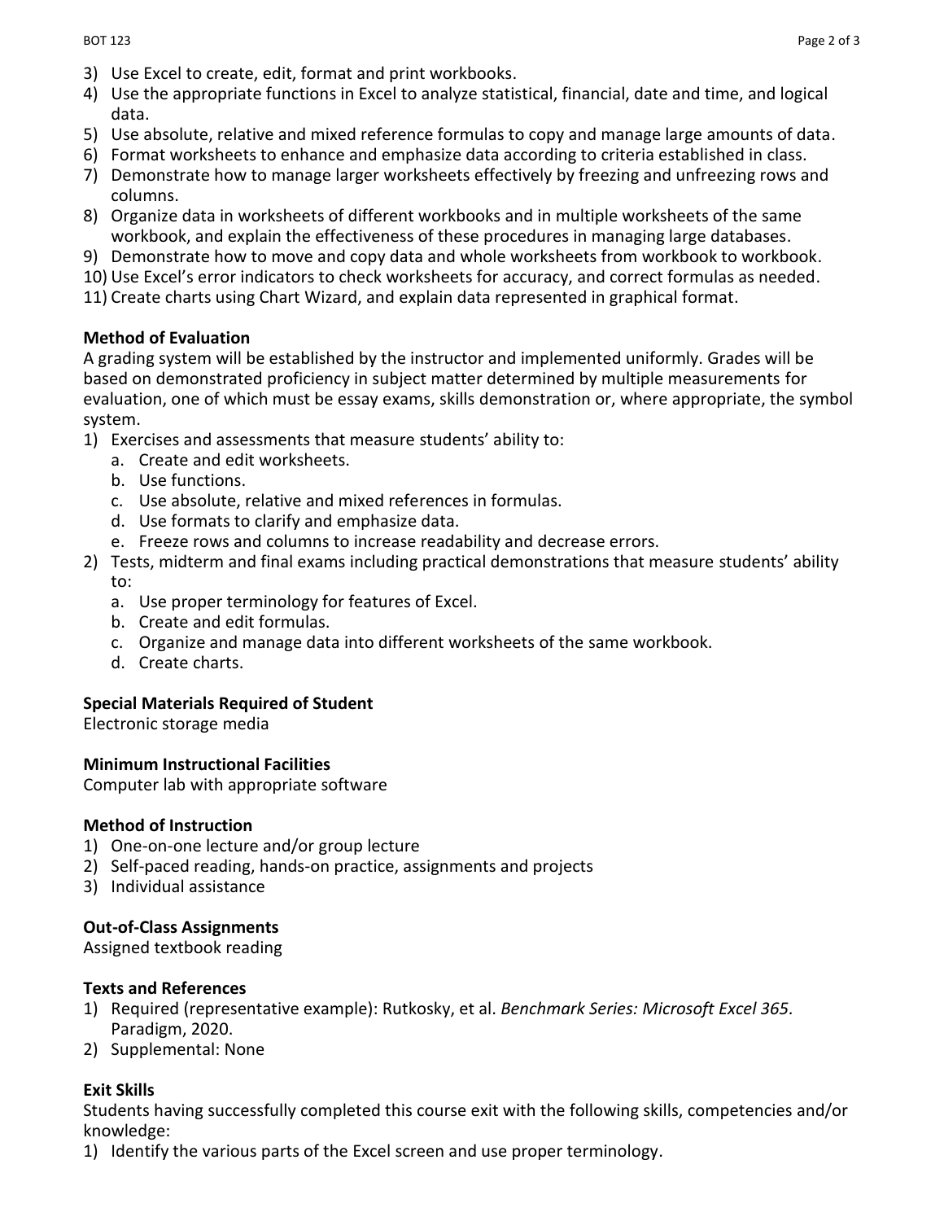3) Use Excel to create, edit, format and print workbooks.
4) Use the appropriate functions in Excel to analyze statistical, financial, date and time, and logical data.
5) Use absolute, relative and mixed reference formulas to copy and manage large amounts of data.
6) Format worksheets to enhance and emphasize data according to criteria established in class.
7) Demonstrate how to manage larger worksheets effectively by freezing and unfreezing rows and columns.
8) Organize data in worksheets of different workbooks and in multiple worksheets of the same workbook, and explain the effectiveness of these procedures in managing large databases.
9) Demonstrate how to move and copy data and whole worksheets from workbook to workbook.
10) Use Excel's error indicators to check worksheets for accuracy, and correct formulas as needed.
11) Create charts using Chart Wizard, and explain data represented in graphical format.

**Method of Evaluation**

A grading system will be established by the instructor and implemented uniformly. Grades will be based on demonstrated proficiency in subject matter determined by multiple measurements for evaluation, one of which must be essay exams, skills demonstration or, where appropriate, the symbol system.

1) Exercises and assessments that measure students' ability to:
   a. Create and edit worksheets.
   b. Use functions.
   c. Use absolute, relative and mixed references in formulas.
   d. Use formats to clarify and emphasize data.
   e. Freeze rows and columns to increase readability and decrease errors.
2) Tests, midterm and final exams including practical demonstrations that measure students' ability to:
   a. Use proper terminology for features of Excel.
   b. Create and edit formulas.
   c. Organize and manage data into different worksheets of the same workbook.
   d. Create charts.

**Special Materials Required of Student**

Electronic storage media

**Minimum Instructional Facilities**

Computer lab with appropriate software

**Method of Instruction**

1) One-on-one lecture and/or group lecture
2) Self-paced reading, hands-on practice, assignments and projects
3) Individual assistance

**Out-of-Class Assignments**

Assigned textbook reading

**Texts and References**

1) Required (representative example): Rutkosky, et al. *Benchmark Series: Microsoft Excel 365.* Paradigm, 2020.
2) Supplemental: None

**Exit Skills**

Students having successfully completed this course exit with the following skills, competencies and/or knowledge:

1) Identify the various parts of the Excel screen and use proper terminology.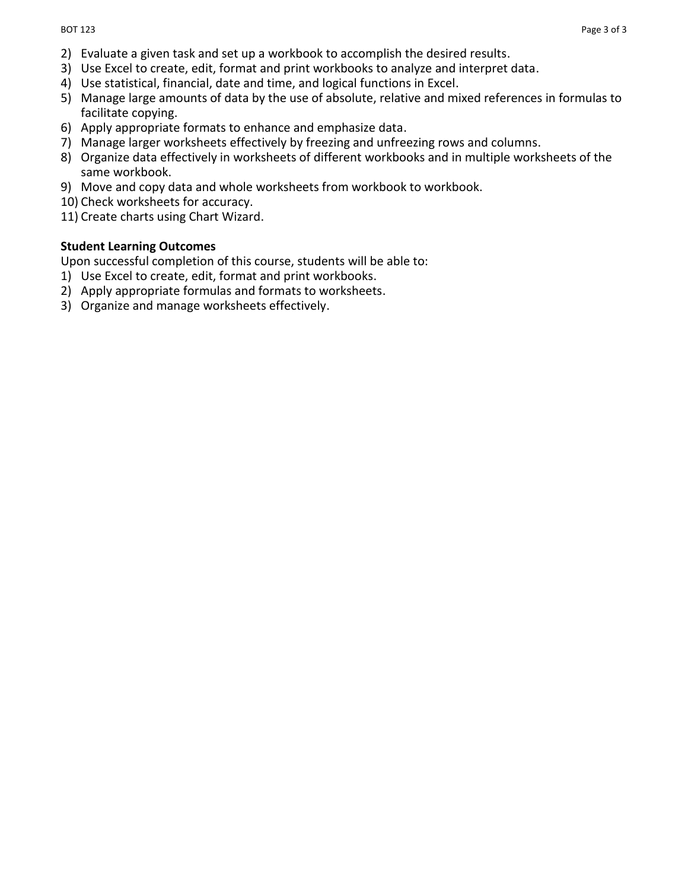2) Evaluate a given task and set up a workbook to accomplish the desired results.
3) Use Excel to create, edit, format and print workbooks to analyze and interpret data.
4) Use statistical, financial, date and time, and logical functions in Excel.
5) Manage large amounts of data by the use of absolute, relative and mixed references in formulas to facilitate copying.
6) Apply appropriate formats to enhance and emphasize data.
7) Manage larger worksheets effectively by freezing and unfreezing rows and columns.
8) Organize data effectively in worksheets of different workbooks and in multiple worksheets of the same workbook.
9) Move and copy data and whole worksheets from workbook to workbook.
10) Check worksheets for accuracy.
11) Create charts using Chart Wizard.

**Student Learning Outcomes**

Upon successful completion of this course, students will be able to:

1) Use Excel to create, edit, format and print workbooks.
2) Apply appropriate formulas and formats to worksheets.
3) Organize and manage worksheets effectively.